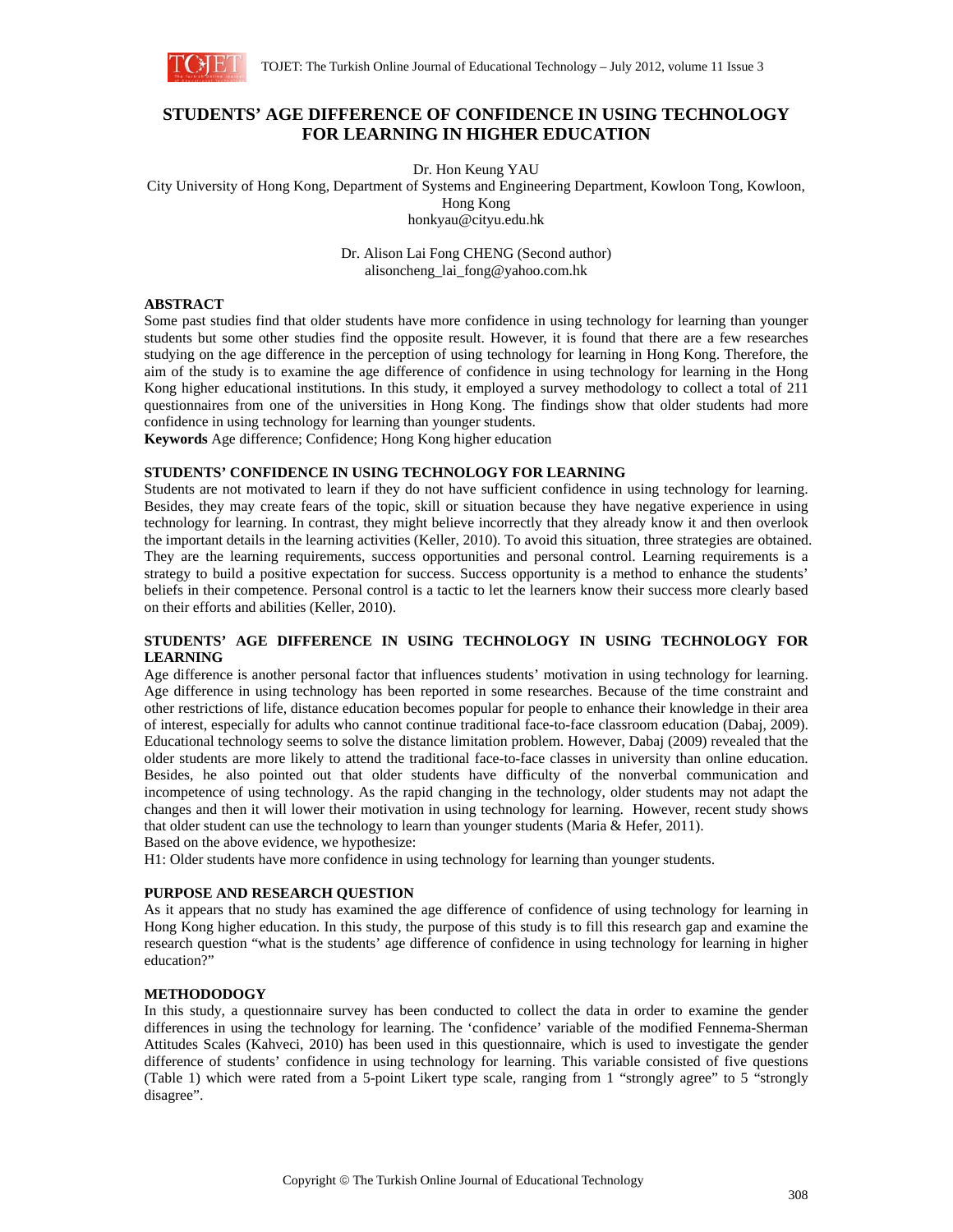# STUDENTS' AGE DIFFERENCE OF CONFIDENCE IN USING TECHNOLOGY FOR LEARNING IN HIGHER EDUCATION

Dr. Hon Keung YAU
City University of Hong Kong, Department of Systems and Engineering Department, Kowloon Tong, Kowloon, Hong Kong
honkyau@cityu.edu.hk

Dr. Alison Lai Fong CHENG (Second author)
alisoncheng_lai_fong@yahoo.com.hk

## ABSTRACT

Some past studies find that older students have more confidence in using technology for learning than younger students but some other studies find the opposite result. However, it is found that there are a few researches studying on the age difference in the perception of using technology for learning in Hong Kong. Therefore, the aim of the study is to examine the age difference of confidence in using technology for learning in the Hong Kong higher educational institutions. In this study, it employed a survey methodology to collect a total of 211 questionnaires from one of the universities in Hong Kong. The findings show that older students had more confidence in using technology for learning than younger students.

**Keywords** Age difference; Confidence; Hong Kong higher education

## STUDENTS' CONFIDENCE IN USING TECHNOLOGY FOR LEARNING

Students are not motivated to learn if they do not have sufficient confidence in using technology for learning. Besides, they may create fears of the topic, skill or situation because they have negative experience in using technology for learning. In contrast, they might believe incorrectly that they already know it and then overlook the important details in the learning activities (Keller, 2010). To avoid this situation, three strategies are obtained. They are the learning requirements, success opportunities and personal control. Learning requirements is a strategy to build a positive expectation for success. Success opportunity is a method to enhance the students' beliefs in their competence. Personal control is a tactic to let the learners know their success more clearly based on their efforts and abilities (Keller, 2010).

## STUDENTS' AGE DIFFERENCE IN USING TECHNOLOGY IN USING TECHNOLOGY FOR LEARNING

Age difference is another personal factor that influences students' motivation in using technology for learning. Age difference in using technology has been reported in some researches. Because of the time constraint and other restrictions of life, distance education becomes popular for people to enhance their knowledge in their area of interest, especially for adults who cannot continue traditional face-to-face classroom education (Dabaj, 2009). Educational technology seems to solve the distance limitation problem. However, Dabaj (2009) revealed that the older students are more likely to attend the traditional face-to-face classes in university than online education. Besides, he also pointed out that older students have difficulty of the nonverbal communication and incompetence of using technology. As the rapid changing in the technology, older students may not adapt the changes and then it will lower their motivation in using technology for learning. However, recent study shows that older student can use the technology to learn than younger students (Maria & Hefer, 2011).

Based on the above evidence, we hypothesize:

H1: Older students have more confidence in using technology for learning than younger students.

## PURPOSE AND RESEARCH QUESTION

As it appears that no study has examined the age difference of confidence of using technology for learning in Hong Kong higher education. In this study, the purpose of this study is to fill this research gap and examine the research question "what is the students' age difference of confidence in using technology for learning in higher education?"

## METHODODOGY

In this study, a questionnaire survey has been conducted to collect the data in order to examine the gender differences in using the technology for learning. The 'confidence' variable of the modified Fennema-Sherman Attitudes Scales (Kahveci, 2010) has been used in this questionnaire, which is used to investigate the gender difference of students' confidence in using technology for learning. This variable consisted of five questions (Table 1) which were rated from a 5-point Likert type scale, ranging from 1 "strongly agree" to 5 "strongly disagree".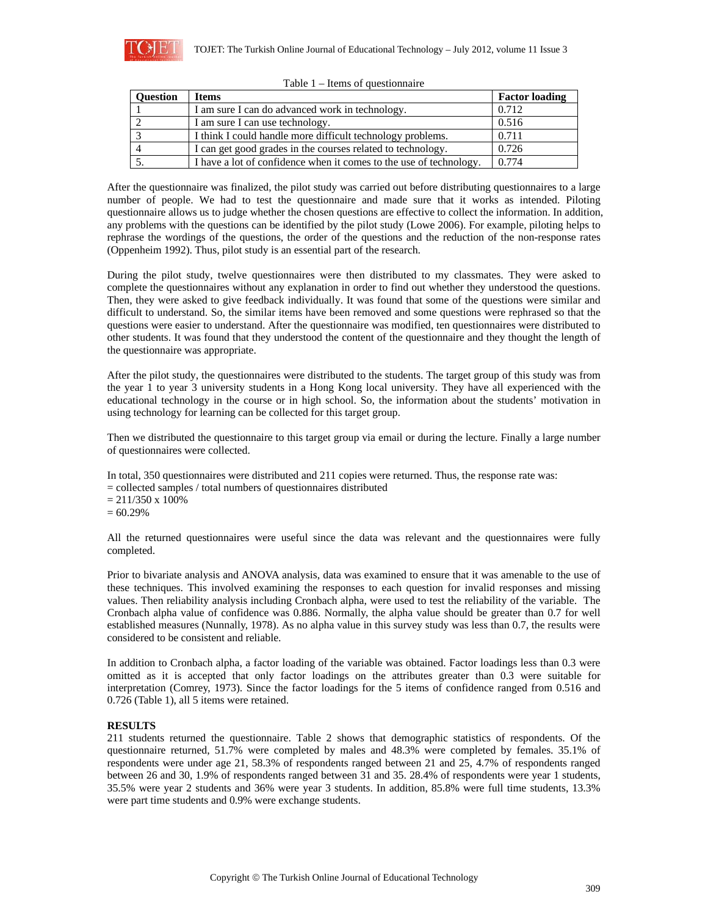Table 1 – Items of questionnaire

| Question | Items | Factor loading |
|---|---|---|
| 1 | I am sure I can do advanced work in technology. | 0.712 |
| 2 | I am sure I can use technology. | 0.516 |
| 3 | I think I could handle more difficult technology problems. | 0.711 |
| 4 | I can get good grades in the courses related to technology. | 0.726 |
| 5. | I have a lot of confidence when it comes to the use of technology. | 0.774 |

After the questionnaire was finalized, the pilot study was carried out before distributing questionnaires to a large number of people. We had to test the questionnaire and made sure that it works as intended. Piloting questionnaire allows us to judge whether the chosen questions are effective to collect the information. In addition, any problems with the questions can be identified by the pilot study (Lowe 2006). For example, piloting helps to rephrase the wordings of the questions, the order of the questions and the reduction of the non-response rates (Oppenheim 1992). Thus, pilot study is an essential part of the research.

During the pilot study, twelve questionnaires were then distributed to my classmates. They were asked to complete the questionnaires without any explanation in order to find out whether they understood the questions. Then, they were asked to give feedback individually. It was found that some of the questions were similar and difficult to understand. So, the similar items have been removed and some questions were rephrased so that the questions were easier to understand. After the questionnaire was modified, ten questionnaires were distributed to other students. It was found that they understood the content of the questionnaire and they thought the length of the questionnaire was appropriate.

After the pilot study, the questionnaires were distributed to the students. The target group of this study was from the year 1 to year 3 university students in a Hong Kong local university. They have all experienced with the educational technology in the course or in high school. So, the information about the students' motivation in using technology for learning can be collected for this target group.

Then we distributed the questionnaire to this target group via email or during the lecture. Finally a large number of questionnaires were collected.

In total, 350 questionnaires were distributed and 211 copies were returned. Thus, the response rate was:
= collected samples / total numbers of questionnaires distributed
= 211/350 x 100%
= 60.29%

All the returned questionnaires were useful since the data was relevant and the questionnaires were fully completed.

Prior to bivariate analysis and ANOVA analysis, data was examined to ensure that it was amenable to the use of these techniques. This involved examining the responses to each question for invalid responses and missing values. Then reliability analysis including Cronbach alpha, were used to test the reliability of the variable. The Cronbach alpha value of confidence was 0.886. Normally, the alpha value should be greater than 0.7 for well established measures (Nunnally, 1978). As no alpha value in this survey study was less than 0.7, the results were considered to be consistent and reliable.

In addition to Cronbach alpha, a factor loading of the variable was obtained. Factor loadings less than 0.3 were omitted as it is accepted that only factor loadings on the attributes greater than 0.3 were suitable for interpretation (Comrey, 1973). Since the factor loadings for the 5 items of confidence ranged from 0.516 and 0.726 (Table 1), all 5 items were retained.

**RESULTS**

211 students returned the questionnaire. Table 2 shows that demographic statistics of respondents. Of the questionnaire returned, 51.7% were completed by males and 48.3% were completed by females. 35.1% of respondents were under age 21, 58.3% of respondents ranged between 21 and 25, 4.7% of respondents ranged between 26 and 30, 1.9% of respondents ranged between 31 and 35. 28.4% of respondents were year 1 students, 35.5% were year 2 students and 36% were year 3 students. In addition, 85.8% were full time students, 13.3% were part time students and 0.9% were exchange students.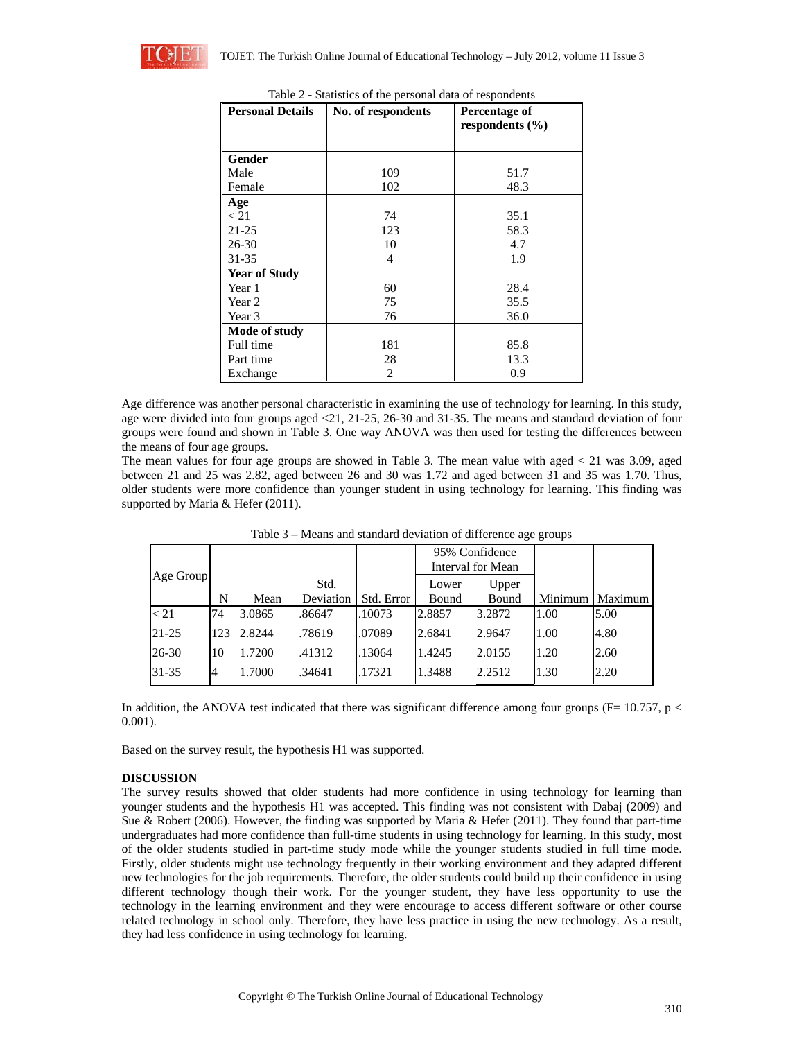Table 2 - Statistics of the personal data of respondents

| Personal Details | No. of respondents | Percentage of respondents (%) |
|---|---|---|
| **Gender** | | |
| Male | 109 | 51.7 |
| Female | 102 | 48.3 |
| **Age** | | |
| < 21 | 74 | 35.1 |
| 21-25 | 123 | 58.3 |
| 26-30 | 10 | 4.7 |
| 31-35 | 4 | 1.9 |
| **Year of Study** | | |
| Year 1 | 60 | 28.4 |
| Year 2 | 75 | 35.5 |
| Year 3 | 76 | 36.0 |
| **Mode of study** | | |
| Full time | 181 | 85.8 |
| Part time | 28 | 13.3 |
| Exchange | 2 | 0.9 |

Age difference was another personal characteristic in examining the use of technology for learning. In this study, age were divided into four groups aged <21, 21-25, 26-30 and 31-35. The means and standard deviation of four groups were found and shown in Table 3. One way ANOVA was then used for testing the differences between the means of four age groups.

The mean values for four age groups are showed in Table 3. The mean value with aged < 21 was 3.09, aged between 21 and 25 was 2.82, aged between 26 and 30 was 1.72 and aged between 31 and 35 was 1.70. Thus, older students were more confidence than younger student in using technology for learning. This finding was supported by Maria & Hefer (2011).

Table 3 – Means and standard deviation of difference age groups

| Age Group | N | Mean | Std. Deviation | Std. Error | 95% Confidence Interval for Mean Lower Bound | 95% Confidence Interval for Mean Upper Bound | Minimum | Maximum |
|---|---|---|---|---|---|---|---|---|
| < 21 | 74 | 3.0865 | .86647 | .10073 | 2.8857 | 3.2872 | 1.00 | 5.00 |
| 21-25 | 123 | 2.8244 | .78619 | .07089 | 2.6841 | 2.9647 | 1.00 | 4.80 |
| 26-30 | 10 | 1.7200 | .41312 | .13064 | 1.4245 | 2.0155 | 1.20 | 2.60 |
| 31-35 | 4 | 1.7000 | .34641 | .17321 | 1.3488 | 2.2512 | 1.30 | 2.20 |

In addition, the ANOVA test indicated that there was significant difference among four groups ($F= 10.757$, $p < 0.001$).

Based on the survey result, the hypothesis H1 was supported.

**DISCUSSION**

The survey results showed that older students had more confidence in using technology for learning than younger students and the hypothesis H1 was accepted. This finding was not consistent with Dabaj (2009) and Sue & Robert (2006). However, the finding was supported by Maria & Hefer (2011). They found that part-time undergraduates had more confidence than full-time students in using technology for learning. In this study, most of the older students studied in part-time study mode while the younger students studied in full time mode. Firstly, older students might use technology frequently in their working environment and they adapted different new technologies for the job requirements. Therefore, the older students could build up their confidence in using different technology though their work. For the younger student, they have less opportunity to use the technology in the learning environment and they were encourage to access different software or other course related technology in school only. Therefore, they have less practice in using the new technology. As a result, they had less confidence in using technology for learning.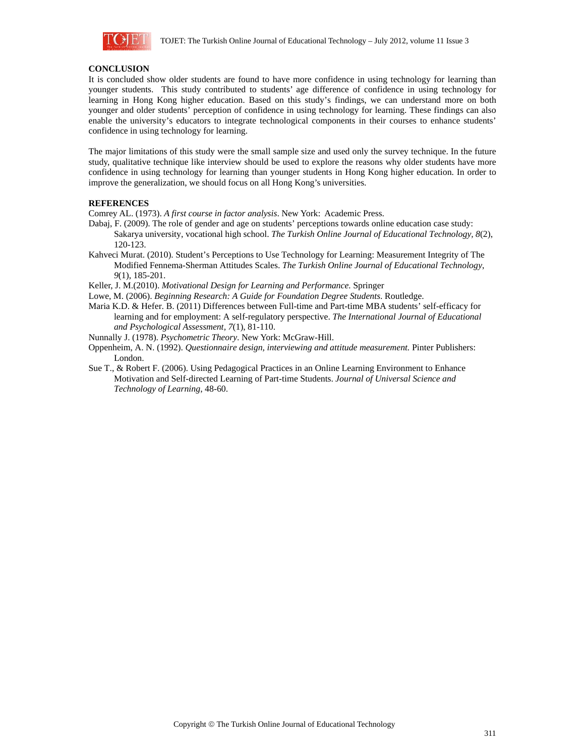## CONCLUSION

It is concluded show older students are found to have more confidence in using technology for learning than younger students. This study contributed to students' age difference of confidence in using technology for learning in Hong Kong higher education. Based on this study's findings, we can understand more on both younger and older students' perception of confidence in using technology for learning. These findings can also enable the university's educators to integrate technological components in their courses to enhance students' confidence in using technology for learning.

The major limitations of this study were the small sample size and used only the survey technique. In the future study, qualitative technique like interview should be used to explore the reasons why older students have more confidence in using technology for learning than younger students in Hong Kong higher education. In order to improve the generalization, we should focus on all Hong Kong's universities.

## REFERENCES

Comrey AL. (1973). *A first course in factor analysis*. New York: Academic Press.

Dabaj, F. (2009). The role of gender and age on students' perceptions towards online education case study: Sakarya university, vocational high school. *The Turkish Online Journal of Educational Technology, 8*(2), 120-123.

Kahveci Murat. (2010). Student's Perceptions to Use Technology for Learning: Measurement Integrity of The Modified Fennema-Sherman Attitudes Scales. *The Turkish Online Journal of Educational Technology*, *9*(1), 185-201.

Keller, J. M.(2010). *Motivational Design for Learning and Performance.* Springer

Lowe, M. (2006). *Beginning Research: A Guide for Foundation Degree Students*. Routledge.

Maria K.D. & Hefer. B. (2011) Differences between Full-time and Part-time MBA students' self-efficacy for learning and for employment: A self-regulatory perspective. *The International Journal of Educational and Psychological Assessment*, *7*(1), 81-110.

Nunnally J. (1978). *Psychometric Theory*. New York: McGraw-Hill.

Oppenheim, A. N. (1992). *Questionnaire design, interviewing and attitude measurement.* Pinter Publishers: London.

Sue T., & Robert F. (2006). Using Pedagogical Practices in an Online Learning Environment to Enhance Motivation and Self-directed Learning of Part-time Students. *Journal of Universal Science and Technology of Learning*, 48-60.